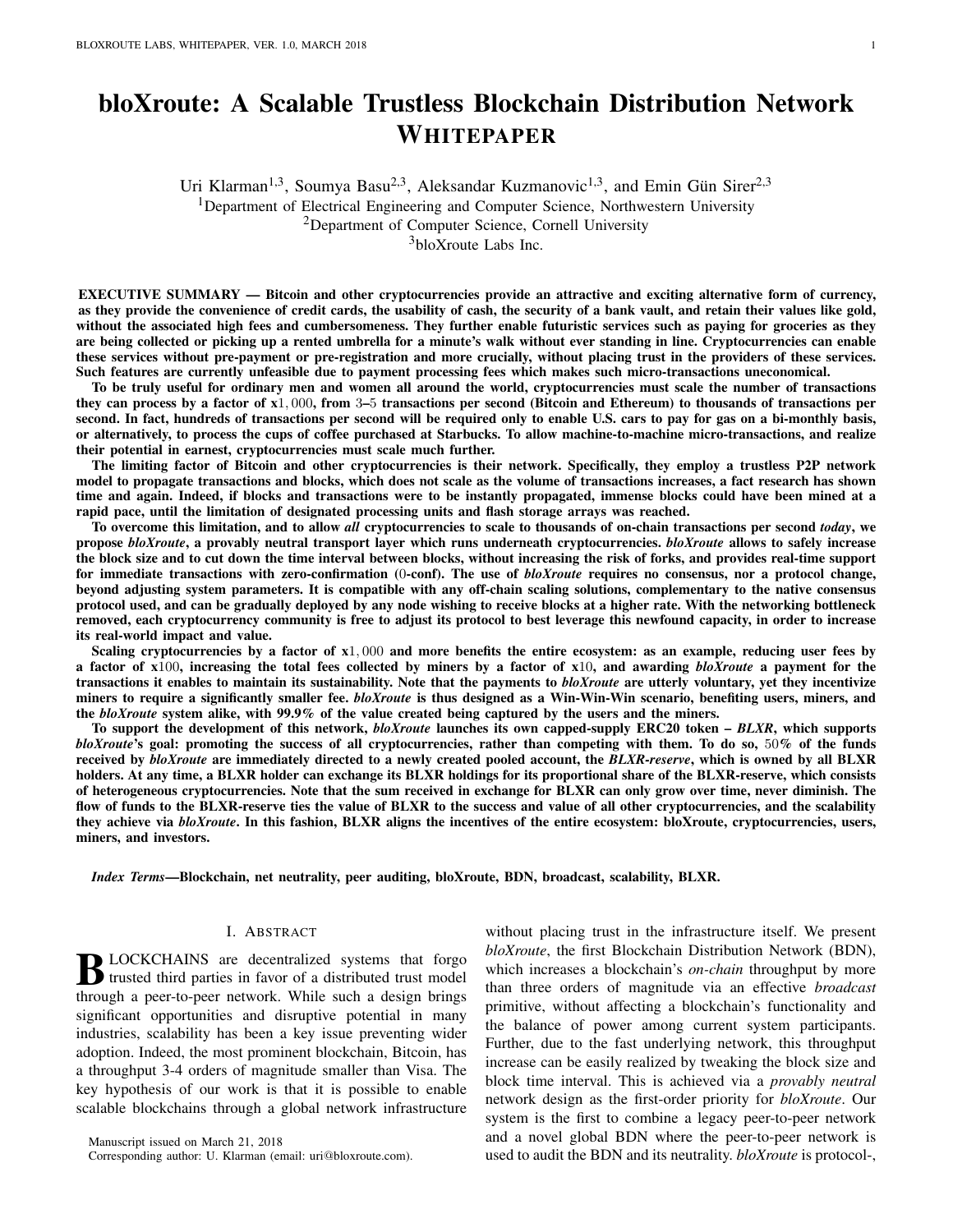# bloXroute: A Scalable Trustless Blockchain Distribution Network WHITEPAPER

Uri Klarman[1,3], Soumya Basu[2,3], Aleksandar Kuzmanovic[1,3], and Emin Gün Sirer[2,3]

[1]Department of Electrical Engineering and Computer Science, Northwestern University
[2]Department of Computer Science, Cornell University
[3]bloXroute Labs Inc.

**EXECUTIVE SUMMARY — Bitcoin and other cryptocurrencies provide an attractive and exciting alternative form of currency, as they provide the convenience of credit cards, the usability of cash, the security of a bank vault, and retain their values like gold, without the associated high fees and cumbersomeness. They further enable futuristic services such as paying for groceries as they are being collected or picking up a rented umbrella for a minute's walk without ever standing in line. Cryptocurrencies can enable these services without pre-payment or pre-registration and more crucially, without placing trust in the providers of these services. Such features are currently unfeasible due to payment processing fees which makes such micro-transactions uneconomical.**

**To be truly useful for ordinary men and women all around the world, cryptocurrencies must scale the number of transactions they can process by a factor of x1,000, from 3–5 transactions per second (Bitcoin and Ethereum) to thousands of transactions per second. In fact, hundreds of transactions per second will be required only to enable U.S. cars to pay for gas on a bi-monthly basis, or alternatively, to process the cups of coffee purchased at Starbucks. To allow machine-to-machine micro-transactions, and realize their potential in earnest, cryptocurrencies must scale much further.**

**The limiting factor of Bitcoin and other cryptocurrencies is their network. Specifically, they employ a trustless P2P network model to propagate transactions and blocks, which does not scale as the volume of transactions increases, a fact research has shown time and again. Indeed, if blocks and transactions were to be instantly propagated, immense blocks could have been mined at a rapid pace, until the limitation of designated processing units and flash storage arrays was reached.**

**To overcome this limitation, and to allow *all* cryptocurrencies to scale to thousands of on-chain transactions per second *today*, we propose *bloXroute*, a provably neutral transport layer which runs underneath cryptocurrencies. *bloXroute* allows to safely increase the block size and to cut down the time interval between blocks, without increasing the risk of forks, and provides real-time support for immediate transactions with zero-confirmation (0-conf). The use of *bloXroute* requires no consensus, nor a protocol change, beyond adjusting system parameters. It is compatible with any off-chain scaling solutions, complementary to the native consensus protocol used, and can be gradually deployed by any node wishing to receive blocks at a higher rate. With the networking bottleneck removed, each cryptocurrency community is free to adjust its protocol to best leverage this newfound capacity, in order to increase its real-world impact and value.**

**Scaling cryptocurrencies by a factor of x1,000 and more benefits the entire ecosystem: as an example, reducing user fees by a factor of x100, increasing the total fees collected by miners by a factor of x10, and awarding *bloXroute* a payment for the transactions it enables to maintain its sustainability. Note that the payments to *bloXroute* are utterly voluntary, yet they incentivize miners to require a significantly smaller fee. *bloXroute* is thus designed as a Win-Win-Win scenario, benefiting users, miners, and the *bloXroute* system alike, with 99.9% of the value created being captured by the users and the miners.**

**To support the development of this network, *bloXroute* launches its own capped-supply ERC20 token – *BLXR*, which supports *bloXroute*'s goal: promoting the success of all cryptocurrencies, rather than competing with them. To do so, 50% of the funds received by *bloXroute* are immediately directed to a newly created pooled account, the *BLXR-reserve*, which is owned by all BLXR holders. At any time, a BLXR holder can exchange its BLXR holdings for its proportional share of the BLXR-reserve, which consists of heterogeneous cryptocurrencies. Note that the sum received in exchange for BLXR can only grow over time, never diminish. The flow of funds to the BLXR-reserve ties the value of BLXR to the success and value of all other cryptocurrencies, and the scalability they achieve via *bloXroute*. In this fashion, BLXR aligns the incentives of the entire ecosystem: bloXroute, cryptocurrencies, users, miners, and investors.**

***Index Terms*—Blockchain, net neutrality, peer auditing, bloXroute, BDN, broadcast, scalability, BLXR.**

## I. ABSTRACT

Blockchains are decentralized systems that forgo trusted third parties in favor of a distributed trust model through a peer-to-peer network. While such a design brings significant opportunities and disruptive potential in many industries, scalability has been a key issue preventing wider adoption. Indeed, the most prominent blockchain, Bitcoin, has a throughput 3-4 orders of magnitude smaller than Visa. The key hypothesis of our work is that it is possible to enable scalable blockchains through a global network infrastructure without placing trust in the infrastructure itself. We present *bloXroute*, the first Blockchain Distribution Network (BDN), which increases a blockchain's *on-chain* throughput by more than three orders of magnitude via an effective *broadcast* primitive, without affecting a blockchain's functionality and the balance of power among current system participants. Further, due to the fast underlying network, this throughput increase can be easily realized by tweaking the block size and block time interval. This is achieved via a *provably neutral* network design as the first-order priority for *bloXroute*. Our system is the first to combine a legacy peer-to-peer network and a novel global BDN where the peer-to-peer network is used to audit the BDN and its neutrality. *bloXroute* is protocol-,

Manuscript issued on March 21, 2018
Corresponding author: U. Klarman (email: uri@bloxroute.com).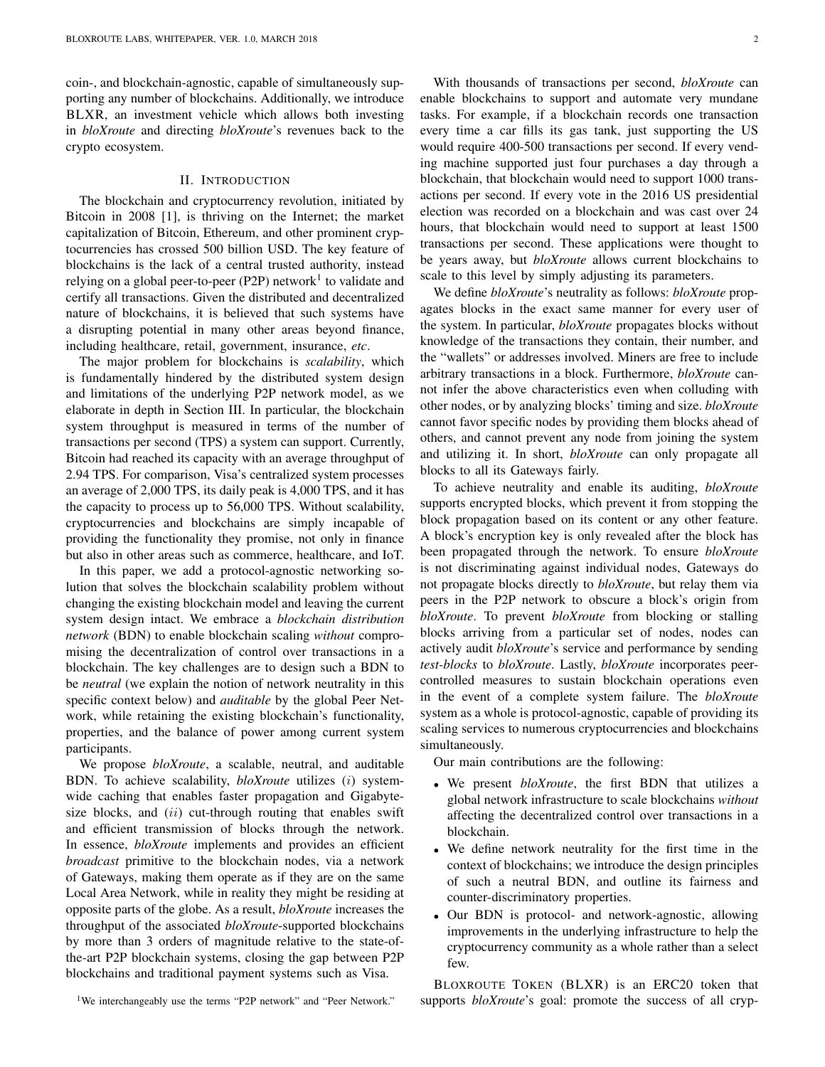coin-, and blockchain-agnostic, capable of simultaneously supporting any number of blockchains. Additionally, we introduce BLXR, an investment vehicle which allows both investing in *bloXroute* and directing *bloXroute*'s revenues back to the crypto ecosystem.

## II. Introduction

The blockchain and cryptocurrency revolution, initiated by Bitcoin in 2008 [1], is thriving on the Internet; the market capitalization of Bitcoin, Ethereum, and other prominent cryptocurrencies has crossed 500 billion USD. The key feature of blockchains is the lack of a central trusted authority, instead relying on a global peer-to-peer (P2P) network[1] to validate and certify all transactions. Given the distributed and decentralized nature of blockchains, it is believed that such systems have a disrupting potential in many other areas beyond finance, including healthcare, retail, government, insurance, *etc*.

The major problem for blockchains is *scalability*, which is fundamentally hindered by the distributed system design and limitations of the underlying P2P network model, as we elaborate in depth in Section III. In particular, the blockchain system throughput is measured in terms of the number of transactions per second (TPS) a system can support. Currently, Bitcoin had reached its capacity with an average throughput of 2.94 TPS. For comparison, Visa's centralized system processes an average of 2,000 TPS, its daily peak is 4,000 TPS, and it has the capacity to process up to 56,000 TPS. Without scalability, cryptocurrencies and blockchains are simply incapable of providing the functionality they promise, not only in finance but also in other areas such as commerce, healthcare, and IoT.

In this paper, we add a protocol-agnostic networking solution that solves the blockchain scalability problem without changing the existing blockchain model and leaving the current system design intact. We embrace a *blockchain distribution network* (BDN) to enable blockchain scaling *without* compromising the decentralization of control over transactions in a blockchain. The key challenges are to design such a BDN to be *neutral* (we explain the notion of network neutrality in this specific context below) and *auditable* by the global Peer Network, while retaining the existing blockchain's functionality, properties, and the balance of power among current system participants.

We propose *bloXroute*, a scalable, neutral, and auditable BDN. To achieve scalability, *bloXroute* utilizes $(i)$ system-wide caching that enables faster propagation and Gigabyte-size blocks, and $(ii)$ cut-through routing that enables swift and efficient transmission of blocks through the network. In essence, *bloXroute* implements and provides an efficient *broadcast* primitive to the blockchain nodes, via a network of Gateways, making them operate as if they are on the same Local Area Network, while in reality they might be residing at opposite parts of the globe. As a result, *bloXroute* increases the throughput of the associated *bloXroute*-supported blockchains by more than 3 orders of magnitude relative to the state-of-the-art P2P blockchain systems, closing the gap between P2P blockchains and traditional payment systems such as Visa.

[1] We interchangeably use the terms "P2P network" and "Peer Network."

With thousands of transactions per second, *bloXroute* can enable blockchains to support and automate very mundane tasks. For example, if a blockchain records one transaction every time a car fills its gas tank, just supporting the US would require 400-500 transactions per second. If every vending machine supported just four purchases a day through a blockchain, that blockchain would need to support 1000 transactions per second. If every vote in the 2016 US presidential election was recorded on a blockchain and was cast over 24 hours, that blockchain would need to support at least 1500 transactions per second. These applications were thought to be years away, but *bloXroute* allows current blockchains to scale to this level by simply adjusting its parameters.

We define *bloXroute*'s neutrality as follows: *bloXroute* propagates blocks in the exact same manner for every user of the system. In particular, *bloXroute* propagates blocks without knowledge of the transactions they contain, their number, and the "wallets" or addresses involved. Miners are free to include arbitrary transactions in a block. Furthermore, *bloXroute* cannot infer the above characteristics even when colluding with other nodes, or by analyzing blocks' timing and size. *bloXroute* cannot favor specific nodes by providing them blocks ahead of others, and cannot prevent any node from joining the system and utilizing it. In short, *bloXroute* can only propagate all blocks to all its Gateways fairly.

To achieve neutrality and enable its auditing, *bloXroute* supports encrypted blocks, which prevent it from stopping the block propagation based on its content or any other feature. A block's encryption key is only revealed after the block has been propagated through the network. To ensure *bloXroute* is not discriminating against individual nodes, Gateways do not propagate blocks directly to *bloXroute*, but relay them via peers in the P2P network to obscure a block's origin from *bloXroute*. To prevent *bloXroute* from blocking or stalling blocks arriving from a particular set of nodes, nodes can actively audit *bloXroute*'s service and performance by sending *test-blocks* to *bloXroute*. Lastly, *bloXroute* incorporates peer-controlled measures to sustain blockchain operations even in the event of a complete system failure. The *bloXroute* system as a whole is protocol-agnostic, capable of providing its scaling services to numerous cryptocurrencies and blockchains simultaneously.

Our main contributions are the following:

- We present *bloXroute*, the first BDN that utilizes a global network infrastructure to scale blockchains *without* affecting the decentralized control over transactions in a blockchain.
- We define network neutrality for the first time in the context of blockchains; we introduce the design principles of such a neutral BDN, and outline its fairness and counter-discriminatory properties.
- Our BDN is protocol- and network-agnostic, allowing improvements in the underlying infrastructure to help the cryptocurrency community as a whole rather than a select few.

Bloxroute Token (BLXR) is an ERC20 token that supports *bloXroute*'s goal: promote the success of all cryp-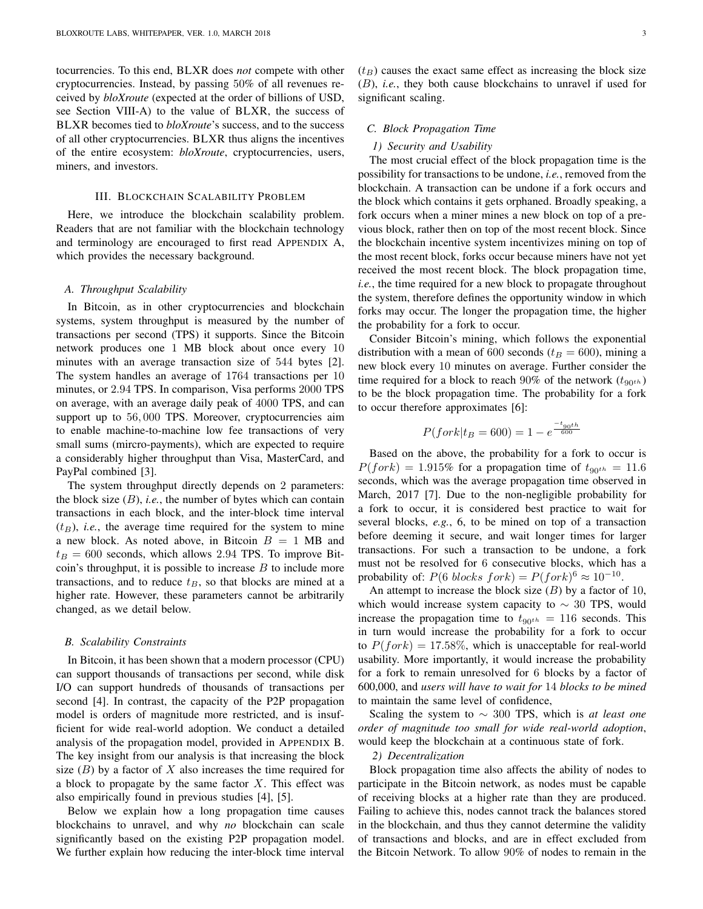tocurrencies. To this end, BLXR does *not* compete with other cryptocurrencies. Instead, by passing 50% of all revenues received by *bloXroute* (expected at the order of billions of USD, see Section VIII-A) to the value of BLXR, the success of BLXR becomes tied to *bloXroute*'s success, and to the success of all other cryptocurrencies. BLXR thus aligns the incentives of the entire ecosystem: *bloXroute*, cryptocurrencies, users, miners, and investors.

## III. Blockchain Scalability Problem

Here, we introduce the blockchain scalability problem. Readers that are not familiar with the blockchain technology and terminology are encouraged to first read Appendix A, which provides the necessary background.

### A. Throughput Scalability

In Bitcoin, as in other cryptocurrencies and blockchain systems, system throughput is measured by the number of transactions per second (TPS) it supports. Since the Bitcoin network produces one 1 MB block about once every 10 minutes with an average transaction size of 544 bytes [2]. The system handles an average of 1764 transactions per 10 minutes, or 2.94 TPS. In comparison, Visa performs 2000 TPS on average, with an average daily peak of 4000 TPS, and can support up to 56,000 TPS. Moreover, cryptocurrencies aim to enable machine-to-machine low fee transactions of very small sums (mircro-payments), which are expected to require a considerably higher throughput than Visa, MasterCard, and PayPal combined [3].

The system throughput directly depends on 2 parameters: the block size ($B$), *i.e.*, the number of bytes which can contain transactions in each block, and the inter-block time interval ($t_B$), *i.e.*, the average time required for the system to mine a new block. As noted above, in Bitcoin $B = 1$ MB and $t_B = 600$ seconds, which allows 2.94 TPS. To improve Bitcoin's throughput, it is possible to increase $B$ to include more transactions, and to reduce $t_B$, so that blocks are mined at a higher rate. However, these parameters cannot be arbitrarily changed, as we detail below.

### B. Scalability Constraints

In Bitcoin, it has been shown that a modern processor (CPU) can support thousands of transactions per second, while disk I/O can support hundreds of thousands of transactions per second [4]. In contrast, the capacity of the P2P propagation model is orders of magnitude more restricted, and is insufficient for wide real-world adoption. We conduct a detailed analysis of the propagation model, provided in Appendix B. The key insight from our analysis is that increasing the block size ($B$) by a factor of $X$ also increases the time required for a block to propagate by the same factor $X$. This effect was also empirically found in previous studies [4], [5].

Below we explain how a long propagation time causes blockchains to unravel, and why *no* blockchain can scale significantly based on the existing P2P propagation model. We further explain how reducing the inter-block time interval ($t_B$) causes the exact same effect as increasing the block size ($B$), *i.e.*, they both cause blockchains to unravel if used for significant scaling.

### C. Block Propagation Time

#### 1) Security and Usability

The most crucial effect of the block propagation time is the possibility for transactions to be undone, *i.e.*, removed from the blockchain. A transaction can be undone if a fork occurs and the block which contains it gets orphaned. Broadly speaking, a fork occurs when a miner mines a new block on top of a previous block, rather then on top of the most recent block. Since the blockchain incentive system incentivizes mining on top of the most recent block, forks occur because miners have not yet received the most recent block. The block propagation time, *i.e.*, the time required for a new block to propagate throughout the system, therefore defines the opportunity window in which forks may occur. The longer the propagation time, the higher the probability for a fork to occur.

Consider Bitcoin's mining, which follows the exponential distribution with a mean of 600 seconds ($t_B = 600$), mining a new block every 10 minutes on average. Further consider the time required for a block to reach 90% of the network ($t_{90^{th}}$) to be the block propagation time. The probability for a fork to occur therefore approximates [6]:

$$P(fork|t_B = 600) = 1 - e^{\frac{-t_{90^{th}}}{600}}$$

Based on the above, the probability for a fork to occur is $P(fork) = 1.915\%$ for a propagation time of $t_{90^{th}} = 11.6$ seconds, which was the average propagation time observed in March, 2017 [7]. Due to the non-negligible probability for a fork to occur, it is considered best practice to wait for several blocks, *e.g.*, 6, to be mined on top of a transaction before deeming it secure, and wait longer times for larger transactions. For such a transaction to be undone, a fork must not be resolved for 6 consecutive blocks, which has a probability of: $P(6\ blocks\ fork) = P(fork)^6 \approx 10^{-10}$.

An attempt to increase the block size ($B$) by a factor of 10, which would increase system capacity to $\sim 30$ TPS, would increase the propagation time to $t_{90^{th}} = 116$ seconds. This in turn would increase the probability for a fork to occur to $P(fork) = 17.58\%$, which is unacceptable for real-world usability. More importantly, it would increase the probability for a fork to remain unresolved for 6 blocks by a factor of 600,000, and *users will have to wait for* 14 *blocks to be mined* to maintain the same level of confidence,

Scaling the system to $\sim 300$ TPS, which is *at least one order of magnitude too small for wide real-world adoption*, would keep the blockchain at a continuous state of fork.

#### 2) Decentralization

Block propagation time also affects the ability of nodes to participate in the Bitcoin network, as nodes must be capable of receiving blocks at a higher rate than they are produced. Failing to achieve this, nodes cannot track the balances stored in the blockchain, and thus they cannot determine the validity of transactions and blocks, and are in effect excluded from the Bitcoin Network. To allow 90% of nodes to remain in the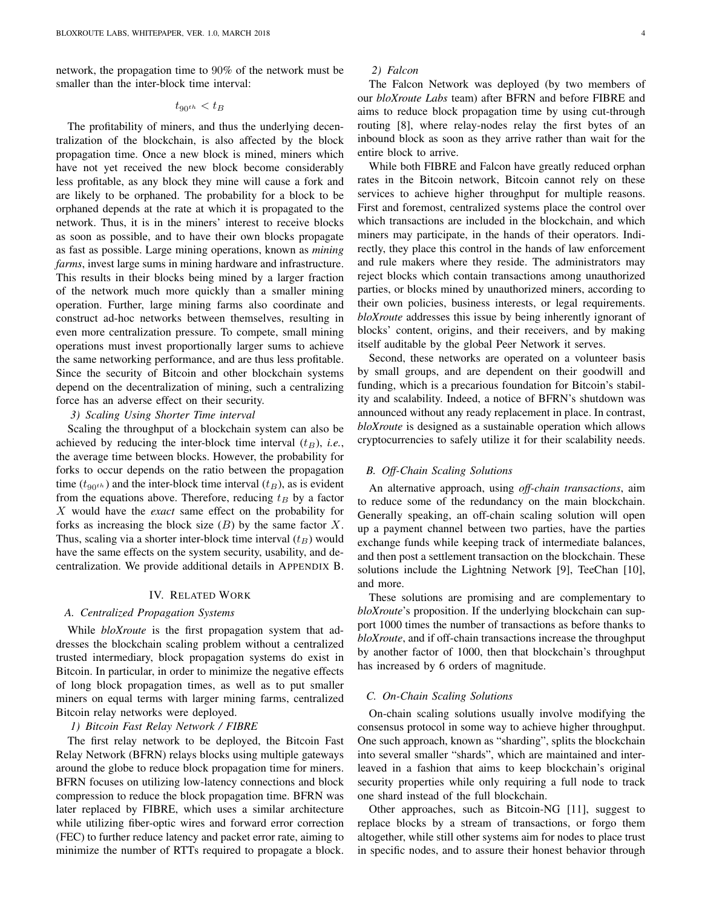network, the propagation time to 90% of the network must be smaller than the inter-block time interval:

$$t_{90^{th}} < t_B$$

The profitability of miners, and thus the underlying decentralization of the blockchain, is also affected by the block propagation time. Once a new block is mined, miners which have not yet received the new block become considerably less profitable, as any block they mine will cause a fork and are likely to be orphaned. The probability for a block to be orphaned depends at the rate at which it is propagated to the network. Thus, it is in the miners' interest to receive blocks as soon as possible, and to have their own blocks propagate as fast as possible. Large mining operations, known as *mining farms*, invest large sums in mining hardware and infrastructure. This results in their blocks being mined by a larger fraction of the network much more quickly than a smaller mining operation. Further, large mining farms also coordinate and construct ad-hoc networks between themselves, resulting in even more centralization pressure. To compete, small mining operations must invest proportionally larger sums to achieve the same networking performance, and are thus less profitable. Since the security of Bitcoin and other blockchain systems depend on the decentralization of mining, such a centralizing force has an adverse effect on their security.

#### 3) Scaling Using Shorter Time interval

Scaling the throughput of a blockchain system can also be achieved by reducing the inter-block time interval ($t_B$), *i.e.*, the average time between blocks. However, the probability for forks to occur depends on the ratio between the propagation time ($t_{90^{th}}$) and the inter-block time interval ($t_B$), as is evident from the equations above. Therefore, reducing $t_B$ by a factor $X$ would have the *exact* same effect on the probability for forks as increasing the block size ($B$) by the same factor $X$. Thus, scaling via a shorter inter-block time interval ($t_B$) would have the same effects on the system security, usability, and decentralization. We provide additional details in APPENDIX B.

## IV. RELATED WORK

### A. Centralized Propagation Systems

While *bloXroute* is the first propagation system that addresses the blockchain scaling problem without a centralized trusted intermediary, block propagation systems do exist in Bitcoin. In particular, in order to minimize the negative effects of long block propagation times, as well as to put smaller miners on equal terms with larger mining farms, centralized Bitcoin relay networks were deployed.

#### 1) Bitcoin Fast Relay Network / FIBRE

The first relay network to be deployed, the Bitcoin Fast Relay Network (BFRN) relays blocks using multiple gateways around the globe to reduce block propagation time for miners. BFRN focuses on utilizing low-latency connections and block compression to reduce the block propagation time. BFRN was later replaced by FIBRE, which uses a similar architecture while utilizing fiber-optic wires and forward error correction (FEC) to further reduce latency and packet error rate, aiming to minimize the number of RTTs required to propagate a block.

#### 2) Falcon

The Falcon Network was deployed (by two members of our *bloXroute Labs* team) after BFRN and before FIBRE and aims to reduce block propagation time by using cut-through routing [8], where relay-nodes relay the first bytes of an inbound block as soon as they arrive rather than wait for the entire block to arrive.

While both FIBRE and Falcon have greatly reduced orphan rates in the Bitcoin network, Bitcoin cannot rely on these services to achieve higher throughput for multiple reasons. First and foremost, centralized systems place the control over which transactions are included in the blockchain, and which miners may participate, in the hands of their operators. Indirectly, they place this control in the hands of law enforcement and rule makers where they reside. The administrators may reject blocks which contain transactions among unauthorized parties, or blocks mined by unauthorized miners, according to their own policies, business interests, or legal requirements. *bloXroute* addresses this issue by being inherently ignorant of blocks' content, origins, and their receivers, and by making itself auditable by the global Peer Network it serves.

Second, these networks are operated on a volunteer basis by small groups, and are dependent on their goodwill and funding, which is a precarious foundation for Bitcoin's stability and scalability. Indeed, a notice of BFRN's shutdown was announced without any ready replacement in place. In contrast, *bloXroute* is designed as a sustainable operation which allows cryptocurrencies to safely utilize it for their scalability needs.

### B. Off-Chain Scaling Solutions

An alternative approach, using *off-chain transactions*, aim to reduce some of the redundancy on the main blockchain. Generally speaking, an off-chain scaling solution will open up a payment channel between two parties, have the parties exchange funds while keeping track of intermediate balances, and then post a settlement transaction on the blockchain. These solutions include the Lightning Network [9], TeeChan [10], and more.

These solutions are promising and are complementary to *bloXroute*'s proposition. If the underlying blockchain can support 1000 times the number of transactions as before thanks to *bloXroute*, and if off-chain transactions increase the throughput by another factor of 1000, then that blockchain's throughput has increased by 6 orders of magnitude.

### C. On-Chain Scaling Solutions

On-chain scaling solutions usually involve modifying the consensus protocol in some way to achieve higher throughput. One such approach, known as "sharding", splits the blockchain into several smaller "shards", which are maintained and interleaved in a fashion that aims to keep blockchain's original security properties while only requiring a full node to track one shard instead of the full blockchain.

Other approaches, such as Bitcoin-NG [11], suggest to replace blocks by a stream of transactions, or forgo them altogether, while still other systems aim for nodes to place trust in specific nodes, and to assure their honest behavior through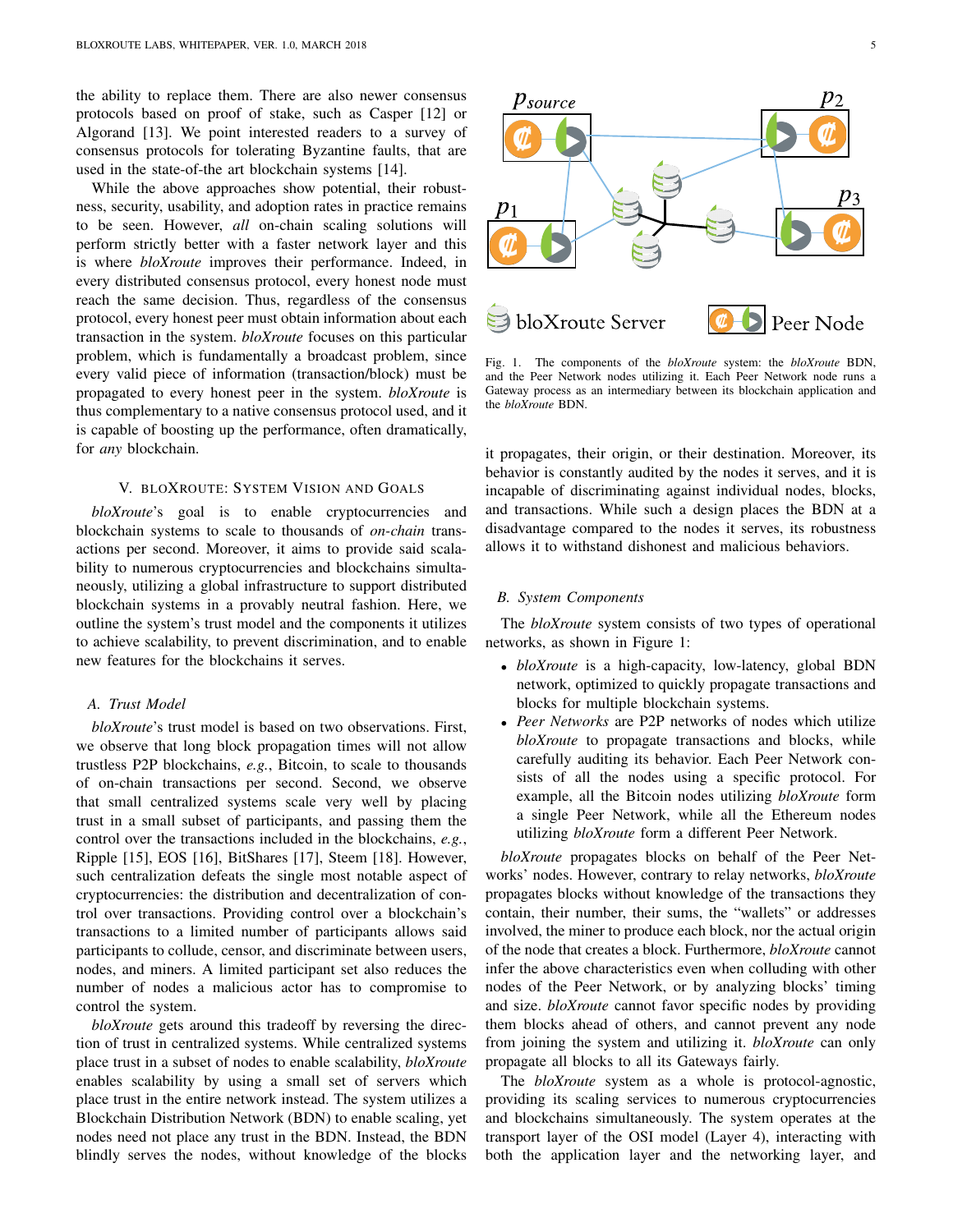the ability to replace them. There are also newer consensus protocols based on proof of stake, such as Casper [12] or Algorand [13]. We point interested readers to a survey of consensus protocols for tolerating Byzantine faults, that are used in the state-of-the art blockchain systems [14].

While the above approaches show potential, their robustness, security, usability, and adoption rates in practice remains to be seen. However, *all* on-chain scaling solutions will perform strictly better with a faster network layer and this is where *bloXroute* improves their performance. Indeed, in every distributed consensus protocol, every honest node must reach the same decision. Thus, regardless of the consensus protocol, every honest peer must obtain information about each transaction in the system. *bloXroute* focuses on this particular problem, which is fundamentally a broadcast problem, since every valid piece of information (transaction/block) must be propagated to every honest peer in the system. *bloXroute* is thus complementary to a native consensus protocol used, and it is capable of boosting up the performance, often dramatically, for *any* blockchain.

## V. BLOXROUTE: SYSTEM VISION AND GOALS

*bloXroute*'s goal is to enable cryptocurrencies and blockchain systems to scale to thousands of *on-chain* transactions per second. Moreover, it aims to provide said scalability to numerous cryptocurrencies and blockchains simultaneously, utilizing a global infrastructure to support distributed blockchain systems in a provably neutral fashion. Here, we outline the system's trust model and the components it utilizes to achieve scalability, to prevent discrimination, and to enable new features for the blockchains it serves.

### A. Trust Model

*bloXroute*'s trust model is based on two observations. First, we observe that long block propagation times will not allow trustless P2P blockchains, *e.g.*, Bitcoin, to scale to thousands of on-chain transactions per second. Second, we observe that small centralized systems scale very well by placing trust in a small subset of participants, and passing them the control over the transactions included in the blockchains, *e.g.*, Ripple [15], EOS [16], BitShares [17], Steem [18]. However, such centralization defeats the single most notable aspect of cryptocurrencies: the distribution and decentralization of control over transactions. Providing control over a blockchain's transactions to a limited number of participants allows said participants to collude, censor, and discriminate between users, nodes, and miners. A limited participant set also reduces the number of nodes a malicious actor has to compromise to control the system.

*bloXroute* gets around this tradeoff by reversing the direction of trust in centralized systems. While centralized systems place trust in a subset of nodes to enable scalability, *bloXroute* enables scalability by using a small set of servers which place trust in the entire network instead. The system utilizes a Blockchain Distribution Network (BDN) to enable scaling, yet nodes need not place any trust in the BDN. Instead, the BDN blindly serves the nodes, without knowledge of the blocks it propagates, their origin, or their destination. Moreover, its behavior is constantly audited by the nodes it serves, and it is incapable of discriminating against individual nodes, blocks, and transactions. While such a design places the BDN at a disadvantage compared to the nodes it serves, its robustness allows it to withstand dishonest and malicious behaviors.

Fig. 1. The components of the *bloXroute* system: the *bloXroute* BDN, and the Peer Network nodes utilizing it. Each Peer Network node runs a Gateway process as an intermediary between its blockchain application and the *bloXroute* BDN.

### B. System Components

The *bloXroute* system consists of two types of operational networks, as shown in Figure 1:

- *bloXroute* is a high-capacity, low-latency, global BDN network, optimized to quickly propagate transactions and blocks for multiple blockchain systems.
- *Peer Networks* are P2P networks of nodes which utilize *bloXroute* to propagate transactions and blocks, while carefully auditing its behavior. Each Peer Network consists of all the nodes using a specific protocol. For example, all the Bitcoin nodes utilizing *bloXroute* form a single Peer Network, while all the Ethereum nodes utilizing *bloXroute* form a different Peer Network.

*bloXroute* propagates blocks on behalf of the Peer Networks' nodes. However, contrary to relay networks, *bloXroute* propagates blocks without knowledge of the transactions they contain, their number, their sums, the "wallets" or addresses involved, the miner to produce each block, nor the actual origin of the node that creates a block. Furthermore, *bloXroute* cannot infer the above characteristics even when colluding with other nodes of the Peer Network, or by analyzing blocks' timing and size. *bloXroute* cannot favor specific nodes by providing them blocks ahead of others, and cannot prevent any node from joining the system and utilizing it. *bloXroute* can only propagate all blocks to all its Gateways fairly.

The *bloXroute* system as a whole is protocol-agnostic, providing its scaling services to numerous cryptocurrencies and blockchains simultaneously. The system operates at the transport layer of the OSI model (Layer 4), interacting with both the application layer and the networking layer, and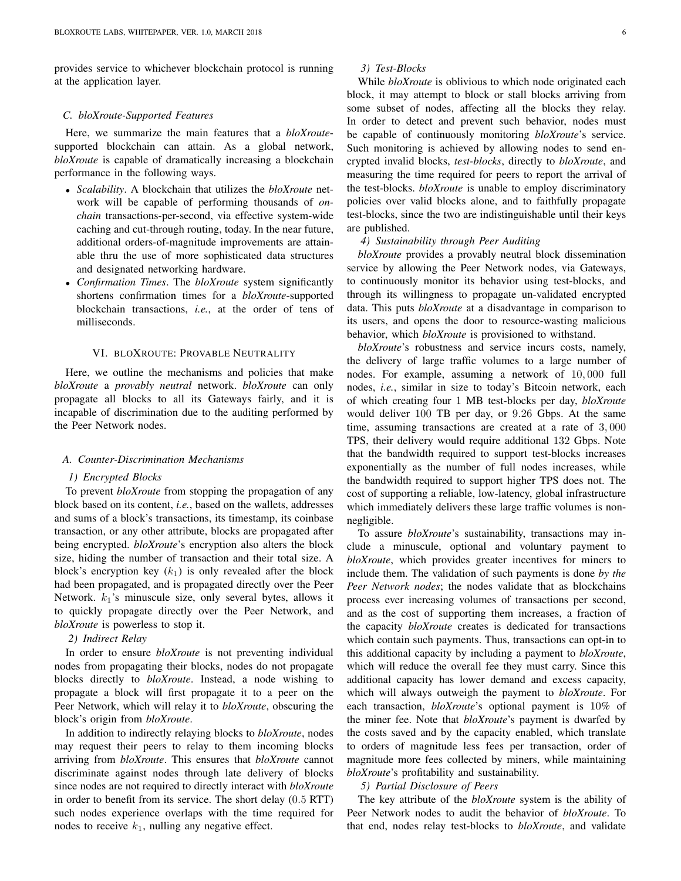provides service to whichever blockchain protocol is running at the application layer.

### C. *bloXroute*-Supported Features

Here, we summarize the main features that a *bloXroute*-supported blockchain can attain. As a global network, *bloXroute* is capable of dramatically increasing a blockchain performance in the following ways.

- *Scalability*. A blockchain that utilizes the *bloXroute* network will be capable of performing thousands of *on-chain* transactions-per-second, via effective system-wide caching and cut-through routing, today. In the near future, additional orders-of-magnitude improvements are attainable thru the use of more sophisticated data structures and designated networking hardware.
- *Confirmation Times*. The *bloXroute* system significantly shortens confirmation times for a *bloXroute*-supported blockchain transactions, *i.e.*, at the order of tens of milliseconds.

## VI. bloXroute: Provable Neutrality

Here, we outline the mechanisms and policies that make *bloXroute* a *provably neutral* network. *bloXroute* can only propagate all blocks to all its Gateways fairly, and it is incapable of discrimination due to the auditing performed by the Peer Network nodes.

### A. Counter-Discrimination Mechanisms

#### 1) Encrypted Blocks

To prevent *bloXroute* from stopping the propagation of any block based on its content, *i.e.*, based on the wallets, addresses and sums of a block's transactions, its timestamp, its coinbase transaction, or any other attribute, blocks are propagated after being encrypted. *bloXroute*'s encryption also alters the block size, hiding the number of transaction and their total size. A block's encryption key ($k_1$) is only revealed after the block had been propagated, and is propagated directly over the Peer Network. $k_1$'s minuscule size, only several bytes, allows it to quickly propagate directly over the Peer Network, and *bloXroute* is powerless to stop it.

#### 2) Indirect Relay

In order to ensure *bloXroute* is not preventing individual nodes from propagating their blocks, nodes do not propagate blocks directly to *bloXroute*. Instead, a node wishing to propagate a block will first propagate it to a peer on the Peer Network, which will relay it to *bloXroute*, obscuring the block's origin from *bloXroute*.

In addition to indirectly relaying blocks to *bloXroute*, nodes may request their peers to relay to them incoming blocks arriving from *bloXroute*. This ensures that *bloXroute* cannot discriminate against nodes through late delivery of blocks since nodes are not required to directly interact with *bloXroute* in order to benefit from its service. The short delay (0.5 RTT) such nodes experience overlaps with the time required for nodes to receive $k_1$, nulling any negative effect.

#### 3) Test-Blocks

While *bloXroute* is oblivious to which node originated each block, it may attempt to block or stall blocks arriving from some subset of nodes, affecting all the blocks they relay. In order to detect and prevent such behavior, nodes must be capable of continuously monitoring *bloXroute*'s service. Such monitoring is achieved by allowing nodes to send encrypted invalid blocks, *test-blocks*, directly to *bloXroute*, and measuring the time required for peers to report the arrival of the test-blocks. *bloXroute* is unable to employ discriminatory policies over valid blocks alone, and to faithfully propagate test-blocks, since the two are indistinguishable until their keys are published.

#### 4) Sustainability through Peer Auditing

*bloXroute* provides a provably neutral block dissemination service by allowing the Peer Network nodes, via Gateways, to continuously monitor its behavior using test-blocks, and through its willingness to propagate un-validated encrypted data. This puts *bloXroute* at a disadvantage in comparison to its users, and opens the door to resource-wasting malicious behavior, which *bloXroute* is provisioned to withstand.

*bloXroute*'s robustness and service incurs costs, namely, the delivery of large traffic volumes to a large number of nodes. For example, assuming a network of $10,000$ full nodes, *i.e.*, similar in size to today's Bitcoin network, each of which creating four 1 MB test-blocks per day, *bloXroute* would deliver 100 TB per day, or 9.26 Gbps. At the same time, assuming transactions are created at a rate of $3,000$ TPS, their delivery would require additional 132 Gbps. Note that the bandwidth required to support test-blocks increases exponentially as the number of full nodes increases, while the bandwidth required to support higher TPS does not. The cost of supporting a reliable, low-latency, global infrastructure which immediately delivers these large traffic volumes is non-negligible.

To assure *bloXroute*'s sustainability, transactions may include a minuscule, optional and voluntary payment to *bloXroute*, which provides greater incentives for miners to include them. The validation of such payments is done *by the Peer Network nodes*; the nodes validate that as blockchains process ever increasing volumes of transactions per second, and as the cost of supporting them increases, a fraction of the capacity *bloXroute* creates is dedicated for transactions which contain such payments. Thus, transactions can opt-in to this additional capacity by including a payment to *bloXroute*, which will reduce the overall fee they must carry. Since this additional capacity has lower demand and excess capacity, which will always outweigh the payment to *bloXroute*. For each transaction, *bloXroute*'s optional payment is 10% of the miner fee. Note that *bloXroute*'s payment is dwarfed by the costs saved and by the capacity enabled, which translate to orders of magnitude less fees per transaction, order of magnitude more fees collected by miners, while maintaining *bloXroute*'s profitability and sustainability.

#### 5) Partial Disclosure of Peers

The key attribute of the *bloXroute* system is the ability of Peer Network nodes to audit the behavior of *bloXroute*. To that end, nodes relay test-blocks to *bloXroute*, and validate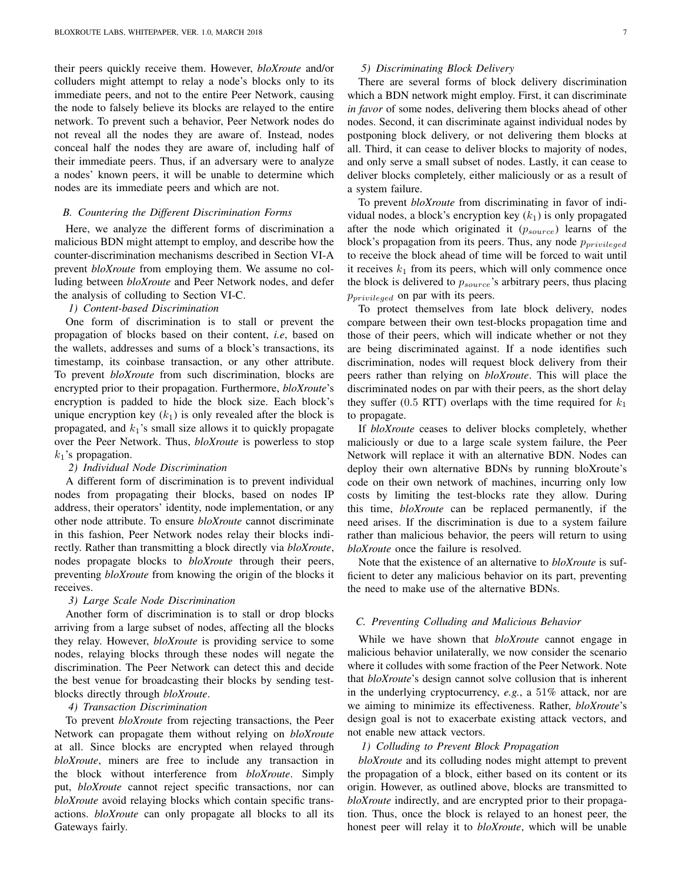their peers quickly receive them. However, *bloXroute* and/or colluders might attempt to relay a node's blocks only to its immediate peers, and not to the entire Peer Network, causing the node to falsely believe its blocks are relayed to the entire network. To prevent such a behavior, Peer Network nodes do not reveal all the nodes they are aware of. Instead, nodes conceal half the nodes they are aware of, including half of their immediate peers. Thus, if an adversary were to analyze a nodes' known peers, it will be unable to determine which nodes are its immediate peers and which are not.

### B. Countering the Different Discrimination Forms

Here, we analyze the different forms of discrimination a malicious BDN might attempt to employ, and describe how the counter-discrimination mechanisms described in Section VI-A prevent *bloXroute* from employing them. We assume no colluding between *bloXroute* and Peer Network nodes, and defer the analysis of colluding to Section VI-C.

#### 1) Content-based Discrimination

One form of discrimination is to stall or prevent the propagation of blocks based on their content, *i.e*, based on the wallets, addresses and sums of a block's transactions, its timestamp, its coinbase transaction, or any other attribute. To prevent *bloXroute* from such discrimination, blocks are encrypted prior to their propagation. Furthermore, *bloXroute*'s encryption is padded to hide the block size. Each block's unique encryption key ($k_1$) is only revealed after the block is propagated, and $k_1$'s small size allows it to quickly propagate over the Peer Network. Thus, *bloXroute* is powerless to stop $k_1$'s propagation.

#### 2) Individual Node Discrimination

A different form of discrimination is to prevent individual nodes from propagating their blocks, based on nodes IP address, their operators' identity, node implementation, or any other node attribute. To ensure *bloXroute* cannot discriminate in this fashion, Peer Network nodes relay their blocks indirectly. Rather than transmitting a block directly via *bloXroute*, nodes propagate blocks to *bloXroute* through their peers, preventing *bloXroute* from knowing the origin of the blocks it receives.

#### 3) Large Scale Node Discrimination

Another form of discrimination is to stall or drop blocks arriving from a large subset of nodes, affecting all the blocks they relay. However, *bloXroute* is providing service to some nodes, relaying blocks through these nodes will negate the discrimination. The Peer Network can detect this and decide the best venue for broadcasting their blocks by sending test-blocks directly through *bloXroute*.

#### 4) Transaction Discrimination

To prevent *bloXroute* from rejecting transactions, the Peer Network can propagate them without relying on *bloXroute* at all. Since blocks are encrypted when relayed through *bloXroute*, miners are free to include any transaction in the block without interference from *bloXroute*. Simply put, *bloXroute* cannot reject specific transactions, nor can *bloXroute* avoid relaying blocks which contain specific transactions. *bloXroute* can only propagate all blocks to all its Gateways fairly.

#### 5) Discriminating Block Delivery

There are several forms of block delivery discrimination which a BDN network might employ. First, it can discriminate *in favor* of some nodes, delivering them blocks ahead of other nodes. Second, it can discriminate against individual nodes by postponing block delivery, or not delivering them blocks at all. Third, it can cease to deliver blocks to majority of nodes, and only serve a small subset of nodes. Lastly, it can cease to deliver blocks completely, either maliciously or as a result of a system failure.

To prevent *bloXroute* from discriminating in favor of individual nodes, a block's encryption key ($k_1$) is only propagated after the node which originated it ($p_{source}$) learns of the block's propagation from its peers. Thus, any node $p_{privileged}$ to receive the block ahead of time will be forced to wait until it receives $k_1$ from its peers, which will only commence once the block is delivered to $p_{source}$'s arbitrary peers, thus placing $p_{privileged}$ on par with its peers.

To protect themselves from late block delivery, nodes compare between their own test-blocks propagation time and those of their peers, which will indicate whether or not they are being discriminated against. If a node identifies such discrimination, nodes will request block delivery from their peers rather than relying on *bloXroute*. This will place the discriminated nodes on par with their peers, as the short delay they suffer (0.5 RTT) overlaps with the time required for $k_1$ to propagate.

If *bloXroute* ceases to deliver blocks completely, whether maliciously or due to a large scale system failure, the Peer Network will replace it with an alternative BDN. Nodes can deploy their own alternative BDNs by running bloXroute's code on their own network of machines, incurring only low costs by limiting the test-blocks rate they allow. During this time, *bloXroute* can be replaced permanently, if the need arises. If the discrimination is due to a system failure rather than malicious behavior, the peers will return to using *bloXroute* once the failure is resolved.

Note that the existence of an alternative to *bloXroute* is sufficient to deter any malicious behavior on its part, preventing the need to make use of the alternative BDNs.

### C. Preventing Colluding and Malicious Behavior

While we have shown that *bloXroute* cannot engage in malicious behavior unilaterally, we now consider the scenario where it colludes with some fraction of the Peer Network. Note that *bloXroute*'s design cannot solve collusion that is inherent in the underlying cryptocurrency, *e.g.*, a 51% attack, nor are we aiming to minimize its effectiveness. Rather, *bloXroute*'s design goal is not to exacerbate existing attack vectors, and not enable new attack vectors.

#### 1) Colluding to Prevent Block Propagation

*bloXroute* and its colluding nodes might attempt to prevent the propagation of a block, either based on its content or its origin. However, as outlined above, blocks are transmitted to *bloXroute* indirectly, and are encrypted prior to their propagation. Thus, once the block is relayed to an honest peer, the honest peer will relay it to *bloXroute*, which will be unable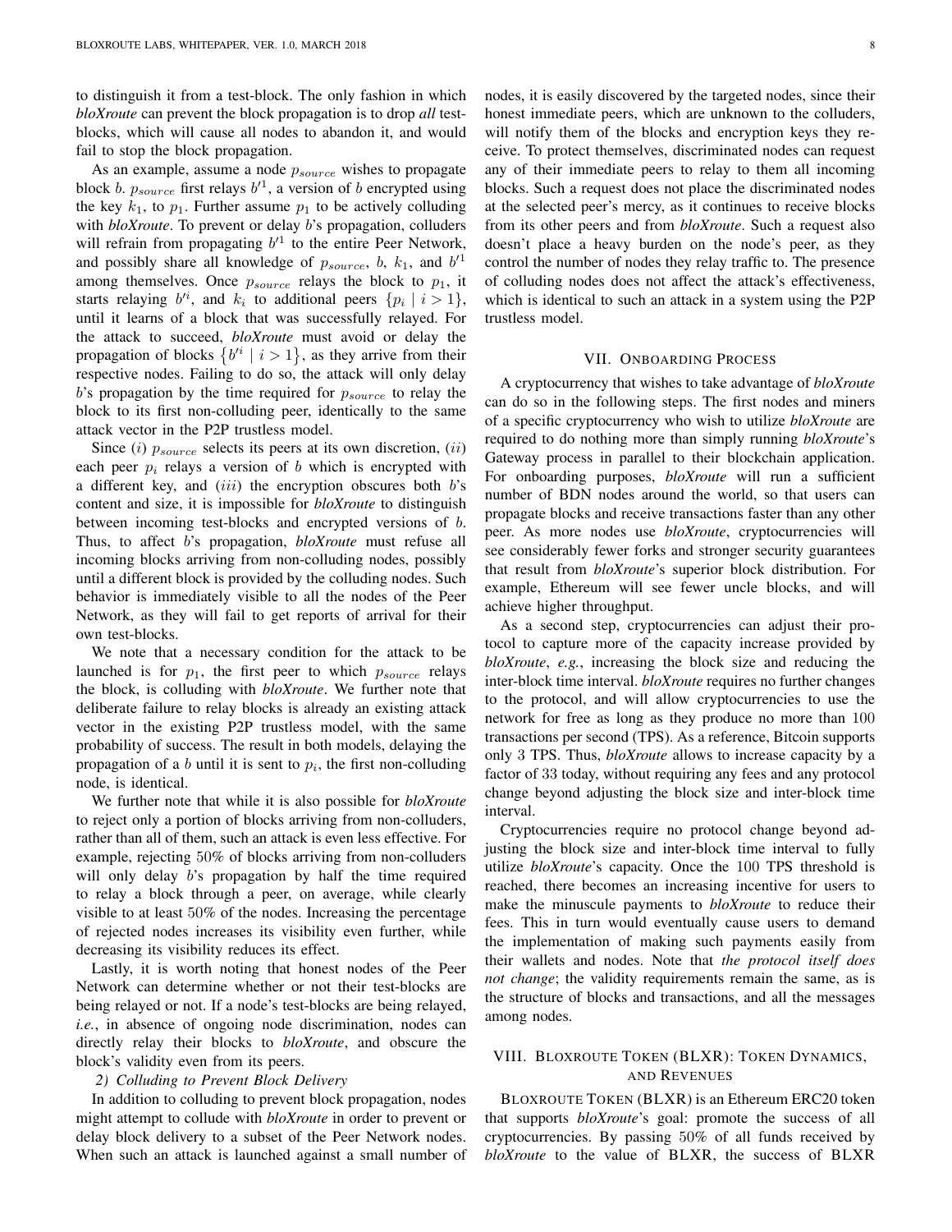to distinguish it from a test-block. The only fashion in which *bloXroute* can prevent the block propagation is to drop *all* test-blocks, which will cause all nodes to abandon it, and would fail to stop the block propagation.

As an example, assume a node $p_{source}$ wishes to propagate block $b$. $p_{source}$ first relays $b'^1$, a version of $b$ encrypted using the key $k_1$, to $p_1$. Further assume $p_1$ to be actively colluding with *bloXroute*. To prevent or delay $b$'s propagation, colluders will refrain from propagating $b'^1$ to the entire Peer Network, and possibly share all knowledge of $p_{source}$, $b$, $k_1$, and $b'^1$ among themselves. Once $p_{source}$ relays the block to $p_1$, it starts relaying $b'^i$, and $k_i$ to additional peers $\{p_i \mid i > 1\}$, until it learns of a block that was successfully relayed. For the attack to succeed, *bloXroute* must avoid or delay the propagation of blocks $\{b'^i \mid i > 1\}$, as they arrive from their respective nodes. Failing to do so, the attack will only delay $b$'s propagation by the time required for $p_{source}$ to relay the block to its first non-colluding peer, identically to the same attack vector in the P2P trustless model.

Since $(i)$ $p_{source}$ selects its peers at its own discretion, $(ii)$ each peer $p_i$ relays a version of $b$ which is encrypted with a different key, and $(iii)$ the encryption obscures both $b$'s content and size, it is impossible for *bloXroute* to distinguish between incoming test-blocks and encrypted versions of $b$. Thus, to affect $b$'s propagation, *bloXroute* must refuse all incoming blocks arriving from non-colluding nodes, possibly until a different block is provided by the colluding nodes. Such behavior is immediately visible to all the nodes of the Peer Network, as they will fail to get reports of arrival for their own test-blocks.

We note that a necessary condition for the attack to be launched is for $p_1$, the first peer to which $p_{source}$ relays the block, is colluding with *bloXroute*. We further note that deliberate failure to relay blocks is already an existing attack vector in the existing P2P trustless model, with the same probability of success. The result in both models, delaying the propagation of a $b$ until it is sent to $p_i$, the first non-colluding node, is identical.

We further note that while it is also possible for *bloXroute* to reject only a portion of blocks arriving from non-colluders, rather than all of them, such an attack is even less effective. For example, rejecting 50% of blocks arriving from non-colluders will only delay $b$'s propagation by half the time required to relay a block through a peer, on average, while clearly visible to at least 50% of the nodes. Increasing the percentage of rejected nodes increases its visibility even further, while decreasing its visibility reduces its effect.

Lastly, it is worth noting that honest nodes of the Peer Network can determine whether or not their test-blocks are being relayed or not. If a node's test-blocks are being relayed, *i.e.*, in absence of ongoing node discrimination, nodes can directly relay their blocks to *bloXroute*, and obscure the block's validity even from its peers.

#### 2) Colluding to Prevent Block Delivery

In addition to colluding to prevent block propagation, nodes might attempt to collude with *bloXroute* in order to prevent or delay block delivery to a subset of the Peer Network nodes. When such an attack is launched against a small number of nodes, it is easily discovered by the targeted nodes, since their honest immediate peers, which are unknown to the colluders, will notify them of the blocks and encryption keys they receive. To protect themselves, discriminated nodes can request any of their immediate peers to relay to them all incoming blocks. Such a request does not place the discriminated nodes at the selected peer's mercy, as it continues to receive blocks from its other peers and from *bloXroute*. Such a request also doesn't place a heavy burden on the node's peer, as they control the number of nodes they relay traffic to. The presence of colluding nodes does not affect the attack's effectiveness, which is identical to such an attack in a system using the P2P trustless model.

## VII. Onboarding Process

A cryptocurrency that wishes to take advantage of *bloXroute* can do so in the following steps. The first nodes and miners of a specific cryptocurrency who wish to utilize *bloXroute* are required to do nothing more than simply running *bloXroute*'s Gateway process in parallel to their blockchain application. For onboarding purposes, *bloXroute* will run a sufficient number of BDN nodes around the world, so that users can propagate blocks and receive transactions faster than any other peer. As more nodes use *bloXroute*, cryptocurrencies will see considerably fewer forks and stronger security guarantees that result from *bloXroute*'s superior block distribution. For example, Ethereum will see fewer uncle blocks, and will achieve higher throughput.

As a second step, cryptocurrencies can adjust their protocol to capture more of the capacity increase provided by *bloXroute*, *e.g.*, increasing the block size and reducing the inter-block time interval. *bloXroute* requires no further changes to the protocol, and will allow cryptocurrencies to use the network for free as long as they produce no more than 100 transactions per second (TPS). As a reference, Bitcoin supports only 3 TPS. Thus, *bloXroute* allows to increase capacity by a factor of 33 today, without requiring any fees and any protocol change beyond adjusting the block size and inter-block time interval.

Cryptocurrencies require no protocol change beyond adjusting the block size and inter-block time interval to fully utilize *bloXroute*'s capacity. Once the 100 TPS threshold is reached, there becomes an increasing incentive for users to make the minuscule payments to *bloXroute* to reduce their fees. This in turn would eventually cause users to demand the implementation of making such payments easily from their wallets and nodes. Note that *the protocol itself does not change*; the validity requirements remain the same, as is the structure of blocks and transactions, and all the messages among nodes.

## VIII. bloXroute Token (BLXR): Token Dynamics, and Revenues

bloXroute Token (BLXR) is an Ethereum ERC20 token that supports *bloXroute*'s goal: promote the success of all cryptocurrencies. By passing 50% of all funds received by *bloXroute* to the value of BLXR, the success of BLXR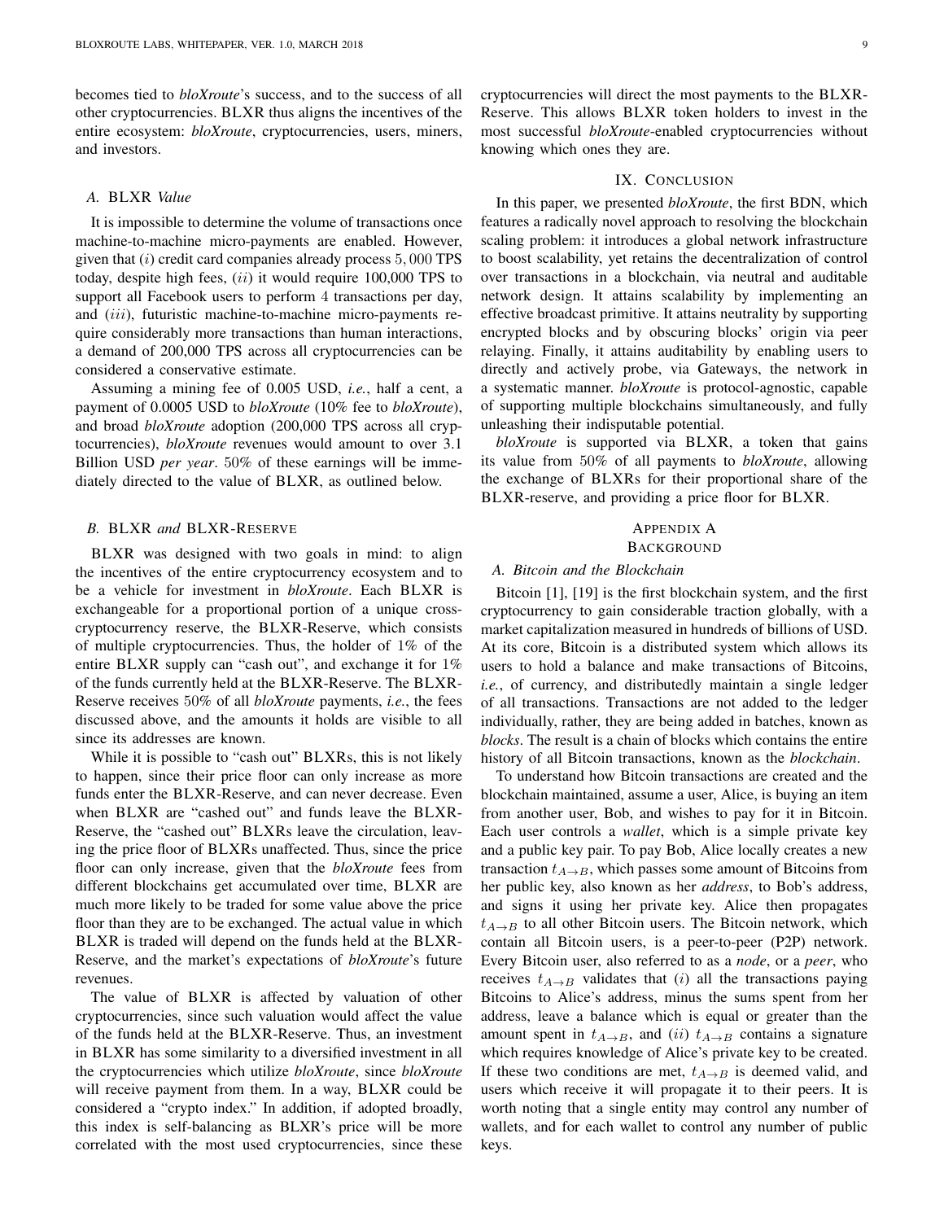becomes tied to *bloXroute*'s success, and to the success of all other cryptocurrencies. BLXR thus aligns the incentives of the entire ecosystem: *bloXroute*, cryptocurrencies, users, miners, and investors.

### *A.* BLXR *Value*

It is impossible to determine the volume of transactions once machine-to-machine micro-payments are enabled. However, given that $(i)$ credit card companies already process $5,000$ TPS today, despite high fees, $(ii)$ it would require 100,000 TPS to support all Facebook users to perform $4$ transactions per day, and $(iii)$, futuristic machine-to-machine micro-payments require considerably more transactions than human interactions, a demand of 200,000 TPS across all cryptocurrencies can be considered a conservative estimate.

Assuming a mining fee of 0.005 USD, *i.e.*, half a cent, a payment of 0.0005 USD to *bloXroute* (10% fee to *bloXroute*), and broad *bloXroute* adoption (200,000 TPS across all cryptocurrencies), *bloXroute* revenues would amount to over 3.1 Billion USD *per year*. $50\%$ of these earnings will be immediately directed to the value of BLXR, as outlined below.

### *B.* BLXR *and* BLXR-RESERVE

BLXR was designed with two goals in mind: to align the incentives of the entire cryptocurrency ecosystem and to be a vehicle for investment in *bloXroute*. Each BLXR is exchangeable for a proportional portion of a unique cross-cryptocurrency reserve, the BLXR-Reserve, which consists of multiple cryptocurrencies. Thus, the holder of $1\%$ of the entire BLXR supply can "cash out", and exchange it for $1\%$ of the funds currently held at the BLXR-Reserve. The BLXR-Reserve receives $50\%$ of all *bloXroute* payments, *i.e.*, the fees discussed above, and the amounts it holds are visible to all since its addresses are known.

While it is possible to "cash out" BLXRs, this is not likely to happen, since their price floor can only increase as more funds enter the BLXR-Reserve, and can never decrease. Even when BLXR are "cashed out" and funds leave the BLXR-Reserve, the "cashed out" BLXRs leave the circulation, leaving the price floor of BLXRs unaffected. Thus, since the price floor can only increase, given that the *bloXroute* fees from different blockchains get accumulated over time, BLXR are much more likely to be traded for some value above the price floor than they are to be exchanged. The actual value in which BLXR is traded will depend on the funds held at the BLXR-Reserve, and the market's expectations of *bloXroute*'s future revenues.

The value of BLXR is affected by valuation of other cryptocurrencies, since such valuation would affect the value of the funds held at the BLXR-Reserve. Thus, an investment in BLXR has some similarity to a diversified investment in all the cryptocurrencies which utilize *bloXroute*, since *bloXroute* will receive payment from them. In a way, BLXR could be considered a "crypto index." In addition, if adopted broadly, this index is self-balancing as BLXR's price will be more correlated with the most used cryptocurrencies, since these cryptocurrencies will direct the most payments to the BLXR-Reserve. This allows BLXR token holders to invest in the most successful *bloXroute*-enabled cryptocurrencies without knowing which ones they are.

## IX. CONCLUSION

In this paper, we presented *bloXroute*, the first BDN, which features a radically novel approach to resolving the blockchain scaling problem: it introduces a global network infrastructure to boost scalability, yet retains the decentralization of control over transactions in a blockchain, via neutral and auditable network design. It attains scalability by implementing an effective broadcast primitive. It attains neutrality by supporting encrypted blocks and by obscuring blocks' origin via peer relaying. Finally, it attains auditability by enabling users to directly and actively probe, via Gateways, the network in a systematic manner. *bloXroute* is protocol-agnostic, capable of supporting multiple blockchains simultaneously, and fully unleashing their indisputable potential.

*bloXroute* is supported via BLXR, a token that gains its value from $50\%$ of all payments to *bloXroute*, allowing the exchange of BLXRs for their proportional share of the BLXR-reserve, and providing a price floor for BLXR.

## APPENDIX A
## BACKGROUND

### *A. Bitcoin and the Blockchain*

Bitcoin [1], [19] is the first blockchain system, and the first cryptocurrency to gain considerable traction globally, with a market capitalization measured in hundreds of billions of USD. At its core, Bitcoin is a distributed system which allows its users to hold a balance and make transactions of Bitcoins, *i.e.*, of currency, and distributedly maintain a single ledger of all transactions. Transactions are not added to the ledger individually, rather, they are being added in batches, known as *blocks*. The result is a chain of blocks which contains the entire history of all Bitcoin transactions, known as the *blockchain*.

To understand how Bitcoin transactions are created and the blockchain maintained, assume a user, Alice, is buying an item from another user, Bob, and wishes to pay for it in Bitcoin. Each user controls a *wallet*, which is a simple private key and a public key pair. To pay Bob, Alice locally creates a new transaction $t_{A\to B}$, which passes some amount of Bitcoins from her public key, also known as her *address*, to Bob's address, and signs it using her private key. Alice then propagates $t_{A\to B}$ to all other Bitcoin users. The Bitcoin network, which contain all Bitcoin users, is a peer-to-peer (P2P) network. Every Bitcoin user, also referred to as a *node*, or a *peer*, who receives $t_{A\to B}$ validates that $(i)$ all the transactions paying Bitcoins to Alice's address, minus the sums spent from her address, leave a balance which is equal or greater than the amount spent in $t_{A\to B}$, and $(ii)$ $t_{A\to B}$ contains a signature which requires knowledge of Alice's private key to be created. If these two conditions are met, $t_{A\to B}$ is deemed valid, and users which receive it will propagate it to their peers. It is worth noting that a single entity may control any number of wallets, and for each wallet to control any number of public keys.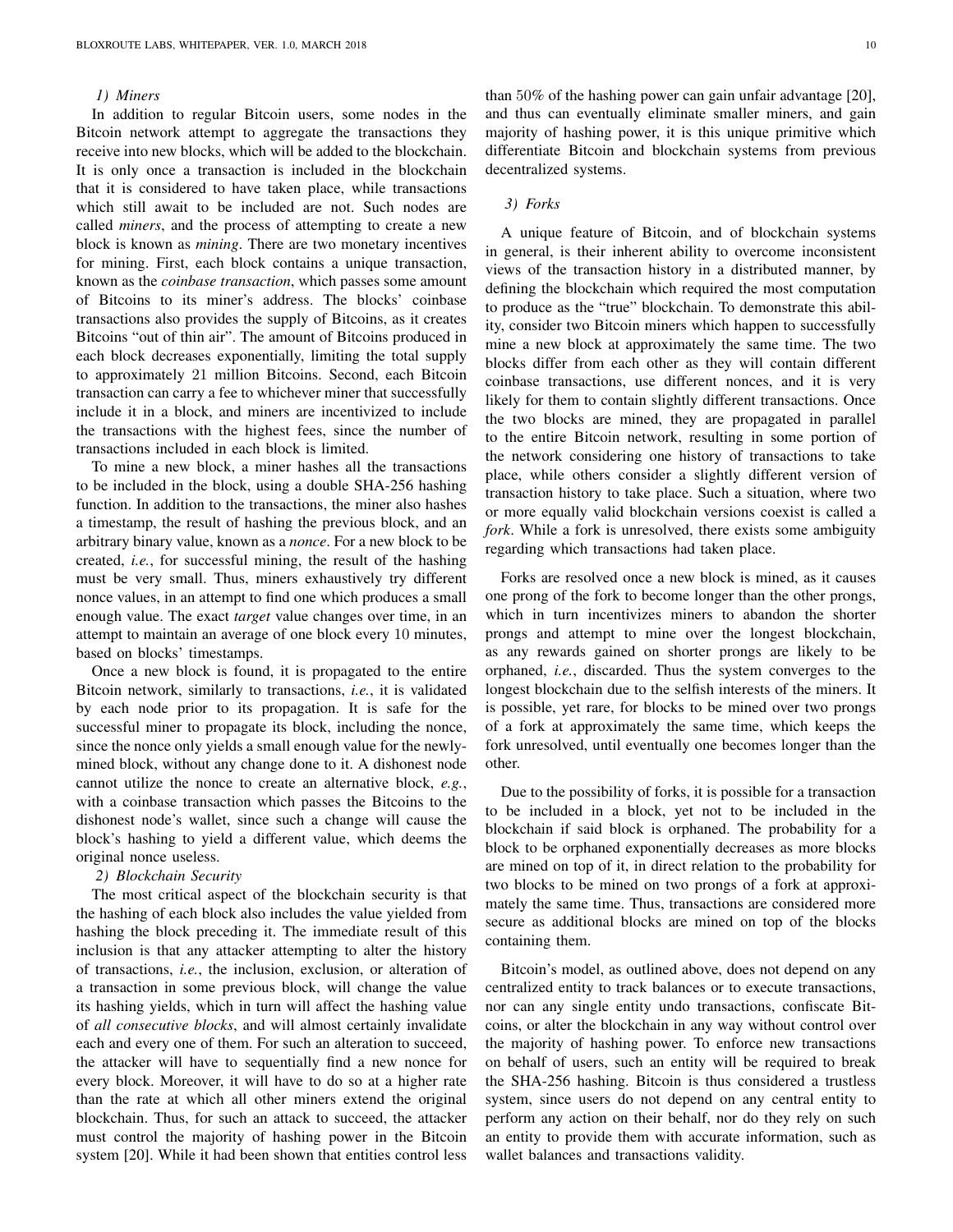#### 1) Miners

In addition to regular Bitcoin users, some nodes in the Bitcoin network attempt to aggregate the transactions they receive into new blocks, which will be added to the blockchain. It is only once a transaction is included in the blockchain that it is considered to have taken place, while transactions which still await to be included are not. Such nodes are called *miners*, and the process of attempting to create a new block is known as *mining*. There are two monetary incentives for mining. First, each block contains a unique transaction, known as the *coinbase transaction*, which passes some amount of Bitcoins to its miner's address. The blocks' coinbase transactions also provides the supply of Bitcoins, as it creates Bitcoins "out of thin air". The amount of Bitcoins produced in each block decreases exponentially, limiting the total supply to approximately 21 million Bitcoins. Second, each Bitcoin transaction can carry a fee to whichever miner that successfully include it in a block, and miners are incentivized to include the transactions with the highest fees, since the number of transactions included in each block is limited.

To mine a new block, a miner hashes all the transactions to be included in the block, using a double SHA-256 hashing function. In addition to the transactions, the miner also hashes a timestamp, the result of hashing the previous block, and an arbitrary binary value, known as a *nonce*. For a new block to be created, *i.e.*, for successful mining, the result of the hashing must be very small. Thus, miners exhaustively try different nonce values, in an attempt to find one which produces a small enough value. The exact *target* value changes over time, in an attempt to maintain an average of one block every 10 minutes, based on blocks' timestamps.

Once a new block is found, it is propagated to the entire Bitcoin network, similarly to transactions, *i.e.*, it is validated by each node prior to its propagation. It is safe for the successful miner to propagate its block, including the nonce, since the nonce only yields a small enough value for the newly-mined block, without any change done to it. A dishonest node cannot utilize the nonce to create an alternative block, *e.g.*, with a coinbase transaction which passes the Bitcoins to the dishonest node's wallet, since such a change will cause the block's hashing to yield a different value, which deems the original nonce useless.

#### 2) Blockchain Security

The most critical aspect of the blockchain security is that the hashing of each block also includes the value yielded from hashing the block preceding it. The immediate result of this inclusion is that any attacker attempting to alter the history of transactions, *i.e.*, the inclusion, exclusion, or alteration of a transaction in some previous block, will change the value its hashing yields, which in turn will affect the hashing value of *all consecutive blocks*, and will almost certainly invalidate each and every one of them. For such an alteration to succeed, the attacker will have to sequentially find a new nonce for every block. Moreover, it will have to do so at a higher rate than the rate at which all other miners extend the original blockchain. Thus, for such an attack to succeed, the attacker must control the majority of hashing power in the Bitcoin system [20]. While it had been shown that entities control less than 50% of the hashing power can gain unfair advantage [20], and thus can eventually eliminate smaller miners, and gain majority of hashing power, it is this unique primitive which differentiate Bitcoin and blockchain systems from previous decentralized systems.

#### 3) Forks

A unique feature of Bitcoin, and of blockchain systems in general, is their inherent ability to overcome inconsistent views of the transaction history in a distributed manner, by defining the blockchain which required the most computation to produce as the "true" blockchain. To demonstrate this ability, consider two Bitcoin miners which happen to successfully mine a new block at approximately the same time. The two blocks differ from each other as they will contain different coinbase transactions, use different nonces, and it is very likely for them to contain slightly different transactions. Once the two blocks are mined, they are propagated in parallel to the entire Bitcoin network, resulting in some portion of the network considering one history of transactions to take place, while others consider a slightly different version of transaction history to take place. Such a situation, where two or more equally valid blockchain versions coexist is called a *fork*. While a fork is unresolved, there exists some ambiguity regarding which transactions had taken place.

Forks are resolved once a new block is mined, as it causes one prong of the fork to become longer than the other prongs, which in turn incentivizes miners to abandon the shorter prongs and attempt to mine over the longest blockchain, as any rewards gained on shorter prongs are likely to be orphaned, *i.e.*, discarded. Thus the system converges to the longest blockchain due to the selfish interests of the miners. It is possible, yet rare, for blocks to be mined over two prongs of a fork at approximately the same time, which keeps the fork unresolved, until eventually one becomes longer than the other.

Due to the possibility of forks, it is possible for a transaction to be included in a block, yet not to be included in the blockchain if said block is orphaned. The probability for a block to be orphaned exponentially decreases as more blocks are mined on top of it, in direct relation to the probability for two blocks to be mined on two prongs of a fork at approximately the same time. Thus, transactions are considered more secure as additional blocks are mined on top of the blocks containing them.

Bitcoin's model, as outlined above, does not depend on any centralized entity to track balances or to execute transactions, nor can any single entity undo transactions, confiscate Bitcoins, or alter the blockchain in any way without control over the majority of hashing power. To enforce new transactions on behalf of users, such an entity will be required to break the SHA-256 hashing. Bitcoin is thus considered a trustless system, since users do not depend on any central entity to perform any action on their behalf, nor do they rely on such an entity to provide them with accurate information, such as wallet balances and transactions validity.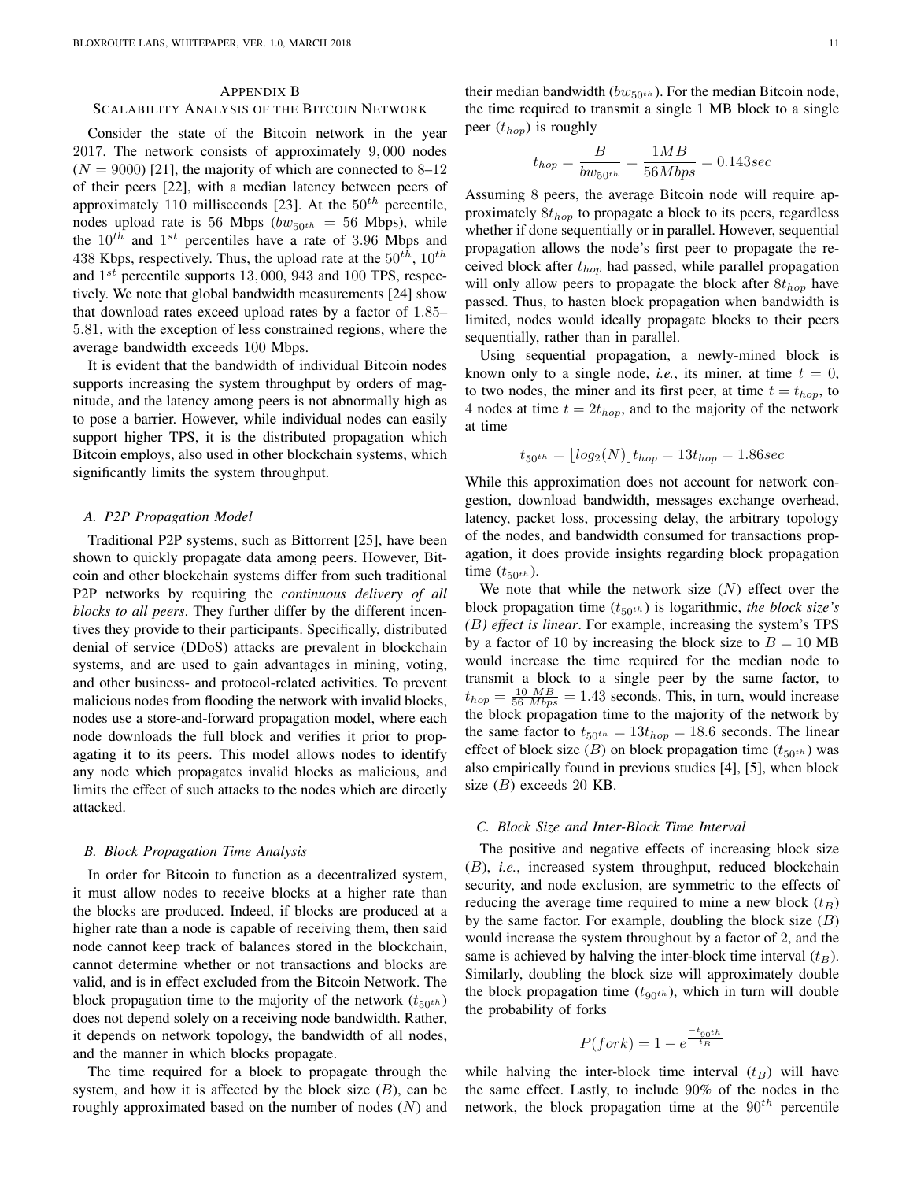## Appendix B
## Scalability Analysis of the Bitcoin Network

Consider the state of the Bitcoin network in the year 2017. The network consists of approximately 9,000 nodes ($N = 9000$) [21], the majority of which are connected to 8–12 of their peers [22], with a median latency between peers of approximately 110 milliseconds [23]. At the $50^{th}$ percentile, nodes upload rate is 56 Mbps ($bw_{50^{th}} = 56$ Mbps), while the $10^{th}$ and $1^{st}$ percentiles have a rate of 3.96 Mbps and 438 Kbps, respectively. Thus, the upload rate at the $50^{th}$, $10^{th}$ and $1^{st}$ percentile supports 13,000, 943 and 100 TPS, respectively. We note that global bandwidth measurements [24] show that download rates exceed upload rates by a factor of 1.85–5.81, with the exception of less constrained regions, where the average bandwidth exceeds 100 Mbps.

It is evident that the bandwidth of individual Bitcoin nodes supports increasing the system throughput by orders of magnitude, and the latency among peers is not abnormally high as to pose a barrier. However, while individual nodes can easily support higher TPS, it is the distributed propagation which Bitcoin employs, also used in other blockchain systems, which significantly limits the system throughput.

### A. P2P Propagation Model

Traditional P2P systems, such as Bittorrent [25], have been shown to quickly propagate data among peers. However, Bitcoin and other blockchain systems differ from such traditional P2P networks by requiring the *continuous delivery of all blocks to all peers*. They further differ by the different incentives they provide to their participants. Specifically, distributed denial of service (DDoS) attacks are prevalent in blockchain systems, and are used to gain advantages in mining, voting, and other business- and protocol-related activities. To prevent malicious nodes from flooding the network with invalid blocks, nodes use a store-and-forward propagation model, where each node downloads the full block and verifies it prior to propagating it to its peers. This model allows nodes to identify any node which propagates invalid blocks as malicious, and limits the effect of such attacks to the nodes which are directly attacked.

### B. Block Propagation Time Analysis

In order for Bitcoin to function as a decentralized system, it must allow nodes to receive blocks at a higher rate than the blocks are produced. Indeed, if blocks are produced at a higher rate than a node is capable of receiving them, then said node cannot keep track of balances stored in the blockchain, cannot determine whether or not transactions and blocks are valid, and is in effect excluded from the Bitcoin Network. The block propagation time to the majority of the network ($t_{50^{th}}$) does not depend solely on a receiving node bandwidth. Rather, it depends on network topology, the bandwidth of all nodes, and the manner in which blocks propagate.

The time required for a block to propagate through the system, and how it is affected by the block size ($B$), can be roughly approximated based on the number of nodes ($N$) and their median bandwidth ($bw_{50^{th}}$). For the median Bitcoin node, the time required to transmit a single 1 MB block to a single peer ($t_{hop}$) is roughly

$$t_{hop} = \frac{B}{bw_{50^{th}}} = \frac{1MB}{56Mbps} = 0.143sec$$

Assuming 8 peers, the average Bitcoin node will require approximately $8t_{hop}$ to propagate a block to its peers, regardless whether if done sequentially or in parallel. However, sequential propagation allows the node's first peer to propagate the received block after $t_{hop}$ had passed, while parallel propagation will only allow peers to propagate the block after $8t_{hop}$ have passed. Thus, to hasten block propagation when bandwidth is limited, nodes would ideally propagate blocks to their peers sequentially, rather than in parallel.

Using sequential propagation, a newly-mined block is known only to a single node, *i.e.*, its miner, at time $t = 0$, to two nodes, the miner and its first peer, at time $t = t_{hop}$, to 4 nodes at time $t = 2t_{hop}$, and to the majority of the network at time

$$t_{50^{th}} = \lfloor log_2(N) \rfloor t_{hop} = 13t_{hop} = 1.86sec$$

While this approximation does not account for network congestion, download bandwidth, messages exchange overhead, latency, packet loss, processing delay, the arbitrary topology of the nodes, and bandwidth consumed for transactions propagation, it does provide insights regarding block propagation time ($t_{50^{th}}$).

We note that while the network size ($N$) effect over the block propagation time ($t_{50^{th}}$) is logarithmic, *the block size's ($B$) effect is linear*. For example, increasing the system's TPS by a factor of 10 by increasing the block size to $B = 10$ MB would increase the time required for the median node to transmit a block to a single peer by the same factor, to $t_{hop} = \frac{10\ MB}{56\ Mbps} = 1.43$ seconds. This, in turn, would increase the block propagation time to the majority of the network by the same factor to $t_{50^{th}} = 13t_{hop} = 18.6$ seconds. The linear effect of block size ($B$) on block propagation time ($t_{50^{th}}$) was also empirically found in previous studies [4], [5], when block size ($B$) exceeds 20 KB.

### C. Block Size and Inter-Block Time Interval

The positive and negative effects of increasing block size ($B$), *i.e.*, increased system throughput, reduced blockchain security, and node exclusion, are symmetric to the effects of reducing the average time required to mine a new block ($t_B$) by the same factor. For example, doubling the block size ($B$) would increase the system throughout by a factor of 2, and the same is achieved by halving the inter-block time interval ($t_B$). Similarly, doubling the block size will approximately double the block propagation time ($t_{90^{th}}$), which in turn will double the probability of forks

$$P(fork) = 1 - e^{\frac{-t_{90^{th}}}{t_B}}$$

while halving the inter-block time interval ($t_B$) will have the same effect. Lastly, to include 90% of the nodes in the network, the block propagation time at the $90^{th}$ percentile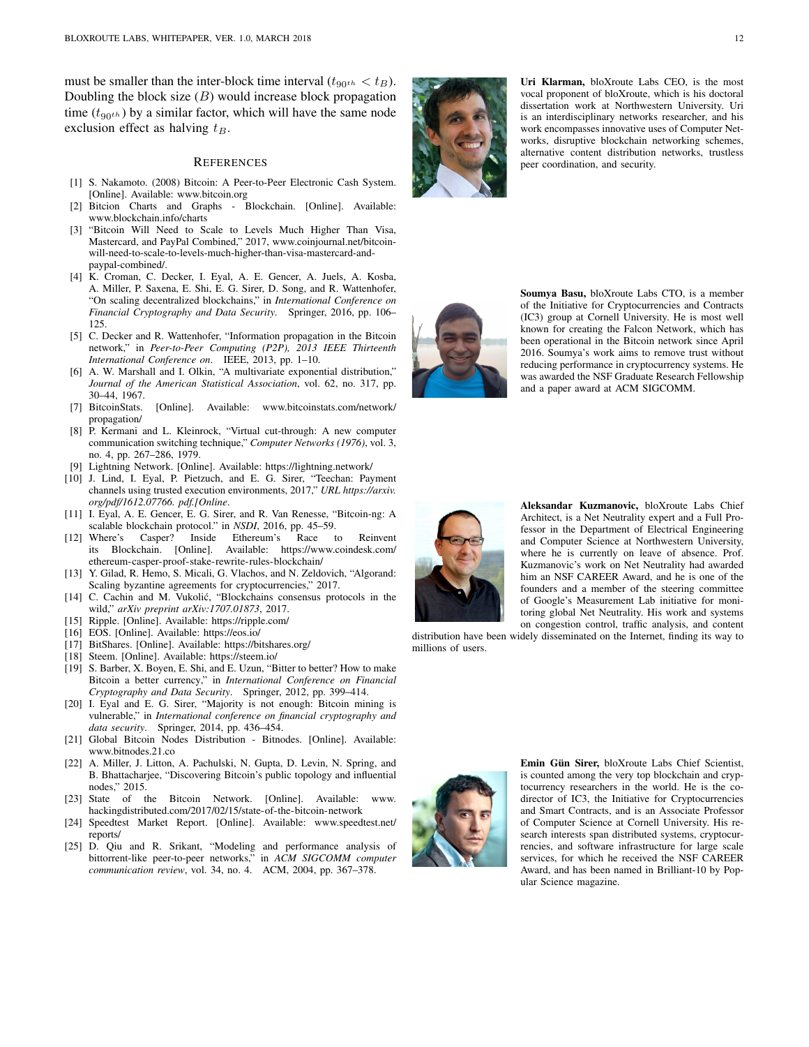must be smaller than the inter-block time interval ($t_{90^{th}} < t_B$). Doubling the block size ($B$) would increase block propagation time ($t_{90^{th}}$) by a similar factor, which will have the same node exclusion effect as halving $t_B$.

## References

[1] S. Nakamoto. (2008) Bitcoin: A Peer-to-Peer Electronic Cash System. [Online]. Available: www.bitcoin.org

[2] Bitcion Charts and Graphs - Blockchain. [Online]. Available: www.blockchain.info/charts

[3] "Bitcoin Will Need to Scale to Levels Much Higher Than Visa, Mastercard, and PayPal Combined," 2017, www.coinjournal.net/bitcoin-will-need-to-scale-to-levels-much-higher-than-visa-mastercard-and-paypal-combined/.

[4] K. Croman, C. Decker, I. Eyal, A. E. Gencer, A. Juels, A. Kosba, A. Miller, P. Saxena, E. Shi, E. G. Sirer, D. Song, and R. Wattenhofer, "On scaling decentralized blockchains," in *International Conference on Financial Cryptography and Data Security*. Springer, 2016, pp. 106–125.

[5] C. Decker and R. Wattenhofer, "Information propagation in the Bitcoin network," in *Peer-to-Peer Computing (P2P), 2013 IEEE Thirteenth International Conference on*. IEEE, 2013, pp. 1–10.

[6] A. W. Marshall and I. Olkin, "A multivariate exponential distribution," *Journal of the American Statistical Association*, vol. 62, no. 317, pp. 30–44, 1967.

[7] BitcoinStats. [Online]. Available: www.bitcoinstats.com/network/propagation/

[8] P. Kermani and L. Kleinrock, "Virtual cut-through: A new computer communication switching technique," *Computer Networks (1976)*, vol. 3, no. 4, pp. 267–286, 1979.

[9] Lightning Network. [Online]. Available: https://lightning.network/

[10] J. Lind, I. Eyal, P. Pietzuch, and E. G. Sirer, "Teechan: Payment channels using trusted execution environments, 2017," *URL https://arxiv.org/pdf/1612.07766. pdf.[Online*.

[11] I. Eyal, A. E. Gencer, E. G. Sirer, and R. Van Renesse, "Bitcoin-ng: A scalable blockchain protocol." in *NSDI*, 2016, pp. 45–59.

[12] Where's Casper? Inside Ethereum's Race to Reinvent its Blockchain. [Online]. Available: https://www.coindesk.com/ethereum-casper-proof-stake-rewrite-rules-blockchain/

[13] Y. Gilad, R. Hemo, S. Micali, G. Vlachos, and N. Zeldovich, "Algorand: Scaling byzantine agreements for cryptocurrencies," 2017.

[14] C. Cachin and M. Vukolić, "Blockchains consensus protocols in the wild," *arXiv preprint arXiv:1707.01873*, 2017.

[15] Ripple. [Online]. Available: https://ripple.com/

[16] EOS. [Online]. Available: https://eos.io/

[17] BitShares. [Online]. Available: https://bitshares.org/

[18] Steem. [Online]. Available: https://steem.io/

[19] S. Barber, X. Boyen, E. Shi, and E. Uzun, "Bitter to better? How to make Bitcoin a better currency," in *International Conference on Financial Cryptography and Data Security*. Springer, 2012, pp. 399–414.

[20] I. Eyal and E. G. Sirer, "Majority is not enough: Bitcoin mining is vulnerable," in *International conference on financial cryptography and data security*. Springer, 2014, pp. 436–454.

[21] Global Bitcoin Nodes Distribution - Bitnodes. [Online]. Available: www.bitnodes.21.co

[22] A. Miller, J. Litton, A. Pachulski, N. Gupta, D. Levin, N. Spring, and B. Bhattacharjee, "Discovering Bitcoin's public topology and influential nodes," 2015.

[23] State of the Bitcoin Network. [Online]. Available: www.hackingdistributed.com/2017/02/15/state-of-the-bitcoin-network

[24] Speedtest Market Report. [Online]. Available: www.speedtest.net/reports/

[25] D. Qiu and R. Srikant, "Modeling and performance analysis of bittorrent-like peer-to-peer networks," in *ACM SIGCOMM computer communication review*, vol. 34, no. 4. ACM, 2004, pp. 367–378.

**Uri Klarman,** bloXroute Labs CEO, is the most vocal proponent of bloXroute, which is his doctoral dissertation work at Northwestern University. Uri is an interdisciplinary networks researcher, and his work encompasses innovative uses of Computer Networks, disruptive blockchain networking schemes, alternative content distribution networks, trustless peer coordination, and security.

**Soumya Basu,** bloXroute Labs CTO, is a member of the Initiative for Cryptocurrencies and Contracts (IC3) group at Cornell University. He is most well known for creating the Falcon Network, which has been operational in the Bitcoin network since April 2016. Soumya's work aims to remove trust without reducing performance in cryptocurrency systems. He was awarded the NSF Graduate Research Fellowship and a paper award at ACM SIGCOMM.

**Aleksandar Kuzmanovic,** bloXroute Labs Chief Architect, is a Net Neutrality expert and a Full Professor in the Department of Electrical Engineering and Computer Science at Northwestern University, where he is currently on leave of absence. Prof. Kuzmanovic's work on Net Neutrality had awarded him an NSF CAREER Award, and he is one of the founders and a member of the steering committee of Google's Measurement Lab initiative for monitoring global Net Neutrality. His work and systems on congestion control, traffic analysis, and content distribution have been widely disseminated on the Internet, finding its way to millions of users.

**Emin Gün Sirer,** bloXroute Labs Chief Scientist, is counted among the very top blockchain and cryptocurrency researchers in the world. He is the co-director of IC3, the Initiative for Cryptocurrencies and Smart Contracts, and is an Associate Professor of Computer Science at Cornell University. His research interests span distributed systems, cryptocurrencies, and software infrastructure for large scale services, for which he received the NSF CAREER Award, and has been named in Brilliant-10 by Popular Science magazine.